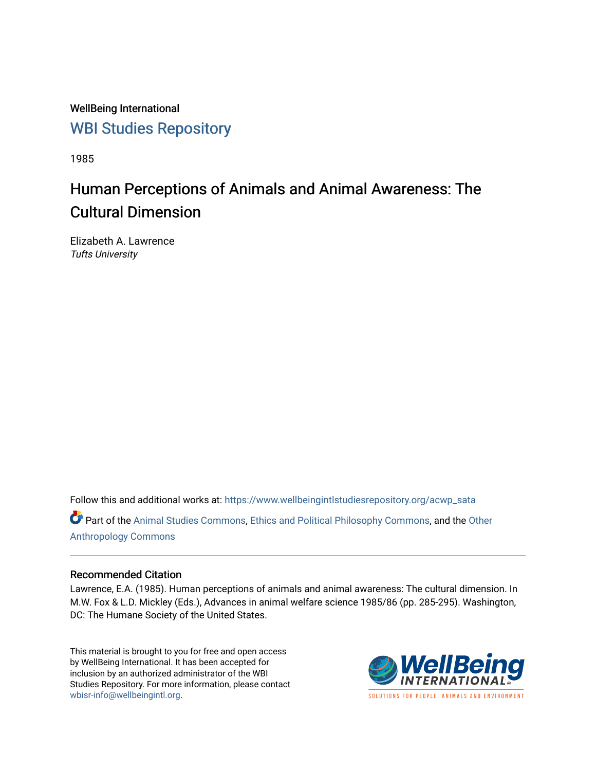WellBeing International

WBI Studies Repository

1985

# Human Perceptions of Animals and Animal Awareness: The Cultural Dimension

Elizabeth A. Lawrence
*Tufts University*

Follow this and additional works at: https://www.wellbeingintlstudiesrepository.org/acwp_sata

Part of the Animal Studies Commons, Ethics and Political Philosophy Commons, and the Other Anthropology Commons

## Recommended Citation

Lawrence, E.A. (1985). Human perceptions of animals and animal awareness: The cultural dimension. In M.W. Fox & L.D. Mickley (Eds.), Advances in animal welfare science 1985/86 (pp. 285-295). Washington, DC: The Humane Society of the United States.

This material is brought to you for free and open access by WellBeing International. It has been accepted for inclusion by an authorized administrator of the WBI Studies Repository. For more information, please contact wbisr-info@wellbeingintl.org.

WellBeing INTERNATIONAL
SOLUTIONS FOR PEOPLE, ANIMALS AND ENVIRONMENT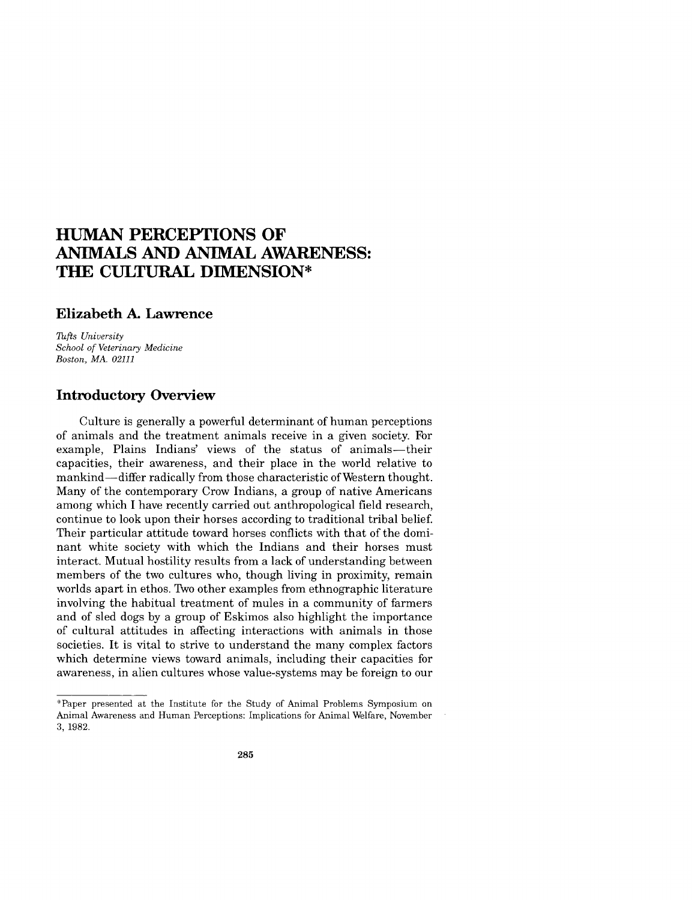# HUMAN PERCEPTIONS OF ANIMALS AND ANIMAL AWARENESS: THE CULTURAL DIMENSION*

## Elizabeth A. Lawrence

*Tufts University*
*School of Veterinary Medicine*
*Boston, MA. 02111*

## Introductory Overview

Culture is generally a powerful determinant of human perceptions of animals and the treatment animals receive in a given society. For example, Plains Indians' views of the status of animals—their capacities, their awareness, and their place in the world relative to mankind—differ radically from those characteristic of Western thought. Many of the contemporary Crow Indians, a group of native Americans among which I have recently carried out anthropological field research, continue to look upon their horses according to traditional tribal belief. Their particular attitude toward horses conflicts with that of the dominant white society with which the Indians and their horses must interact. Mutual hostility results from a lack of understanding between members of the two cultures who, though living in proximity, remain worlds apart in ethos. Two other examples from ethnographic literature involving the habitual treatment of mules in a community of farmers and of sled dogs by a group of Eskimos also highlight the importance of cultural attitudes in affecting interactions with animals in those societies. It is vital to strive to understand the many complex factors which determine views toward animals, including their capacities for awareness, in alien cultures whose value-systems may be foreign to our

---

*Paper presented at the Institute for the Study of Animal Problems Symposium on Animal Awareness and Human Perceptions: Implications for Animal Welfare, November 3, 1982.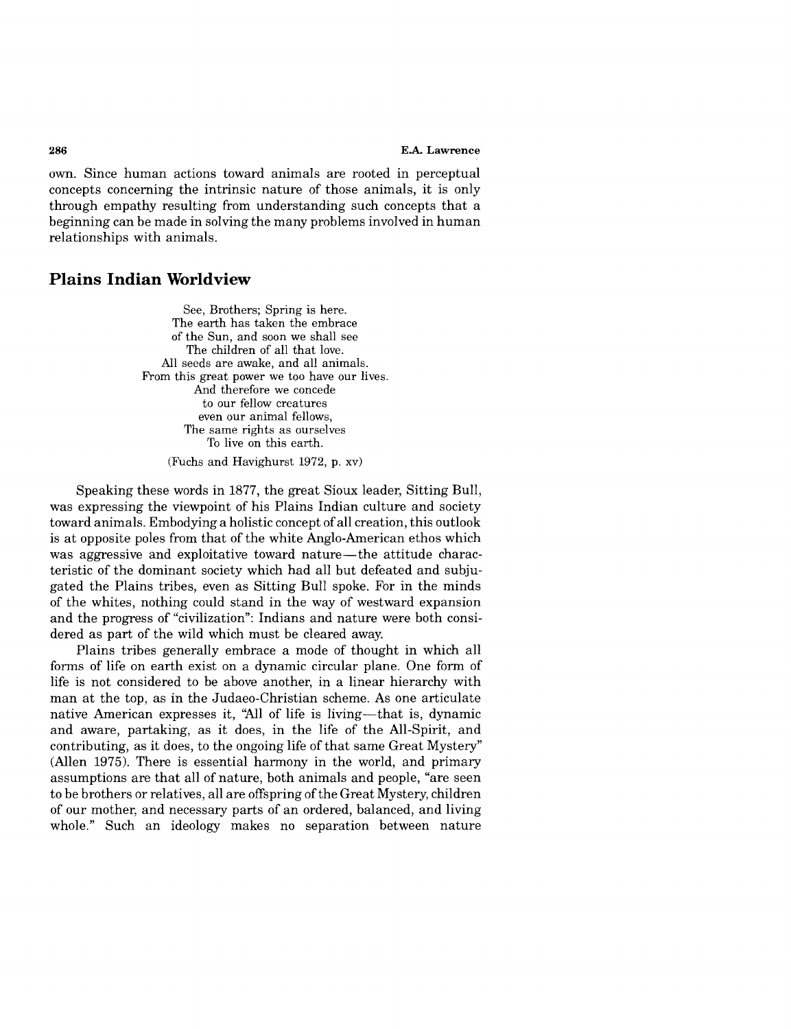own. Since human actions toward animals are rooted in perceptual concepts concerning the intrinsic nature of those animals, it is only through empathy resulting from understanding such concepts that a beginning can be made in solving the many problems involved in human relationships with animals.

## Plains Indian Worldview

> See, Brothers; Spring is here.
> The earth has taken the embrace
> of the Sun, and soon we shall see
> The children of all that love.
> All seeds are awake, and all animals.
> From this great power we too have our lives.
> And therefore we concede
> to our fellow creatures
> even our animal fellows,
> The same rights as ourselves
> To live on this earth.
>
> (Fuchs and Havighurst 1972, p. xv)

Speaking these words in 1877, the great Sioux leader, Sitting Bull, was expressing the viewpoint of his Plains Indian culture and society toward animals. Embodying a holistic concept of all creation, this outlook is at opposite poles from that of the white Anglo-American ethos which was aggressive and exploitative toward nature—the attitude characteristic of the dominant society which had all but defeated and subjugated the Plains tribes, even as Sitting Bull spoke. For in the minds of the whites, nothing could stand in the way of westward expansion and the progress of "civilization": Indians and nature were both considered as part of the wild which must be cleared away.

Plains tribes generally embrace a mode of thought in which all forms of life on earth exist on a dynamic circular plane. One form of life is not considered to be above another, in a linear hierarchy with man at the top, as in the Judaeo-Christian scheme. As one articulate native American expresses it, "All of life is living—that is, dynamic and aware, partaking, as it does, in the life of the All-Spirit, and contributing, as it does, to the ongoing life of that same Great Mystery" (Allen 1975). There is essential harmony in the world, and primary assumptions are that all of nature, both animals and people, "are seen to be brothers or relatives, all are offspring of the Great Mystery, children of our mother, and necessary parts of an ordered, balanced, and living whole." Such an ideology makes no separation between nature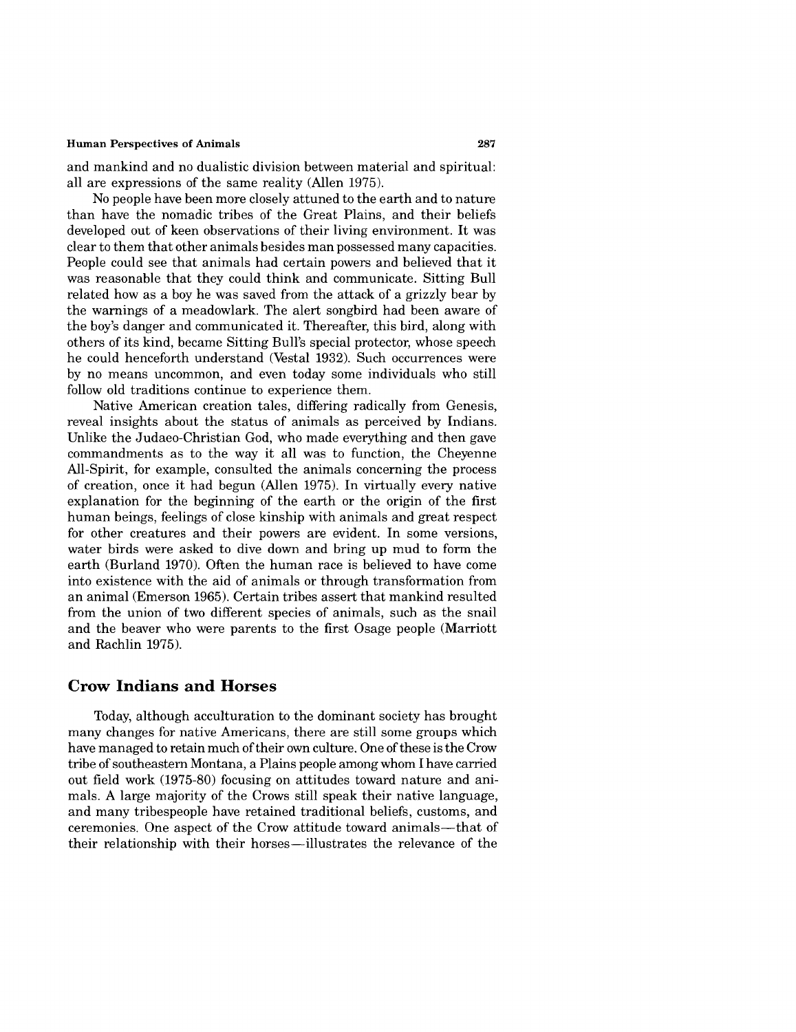and mankind and no dualistic division between material and spiritual: all are expressions of the same reality (Allen 1975).

No people have been more closely attuned to the earth and to nature than have the nomadic tribes of the Great Plains, and their beliefs developed out of keen observations of their living environment. It was clear to them that other animals besides man possessed many capacities. People could see that animals had certain powers and believed that it was reasonable that they could think and communicate. Sitting Bull related how as a boy he was saved from the attack of a grizzly bear by the warnings of a meadowlark. The alert songbird had been aware of the boy's danger and communicated it. Thereafter, this bird, along with others of its kind, became Sitting Bull's special protector, whose speech he could henceforth understand (Vestal 1932). Such occurrences were by no means uncommon, and even today some individuals who still follow old traditions continue to experience them.

Native American creation tales, differing radically from Genesis, reveal insights about the status of animals as perceived by Indians. Unlike the Judaeo-Christian God, who made everything and then gave commandments as to the way it all was to function, the Cheyenne All-Spirit, for example, consulted the animals concerning the process of creation, once it had begun (Allen 1975). In virtually every native explanation for the beginning of the earth or the origin of the first human beings, feelings of close kinship with animals and great respect for other creatures and their powers are evident. In some versions, water birds were asked to dive down and bring up mud to form the earth (Burland 1970). Often the human race is believed to have come into existence with the aid of animals or through transformation from an animal (Emerson 1965). Certain tribes assert that mankind resulted from the union of two different species of animals, such as the snail and the beaver who were parents to the first Osage people (Marriott and Rachlin 1975).

## Crow Indians and Horses

Today, although acculturation to the dominant society has brought many changes for native Americans, there are still some groups which have managed to retain much of their own culture. One of these is the Crow tribe of southeastern Montana, a Plains people among whom I have carried out field work (1975-80) focusing on attitudes toward nature and animals. A large majority of the Crows still speak their native language, and many tribespeople have retained traditional beliefs, customs, and ceremonies. One aspect of the Crow attitude toward animals—that of their relationship with their horses—illustrates the relevance of the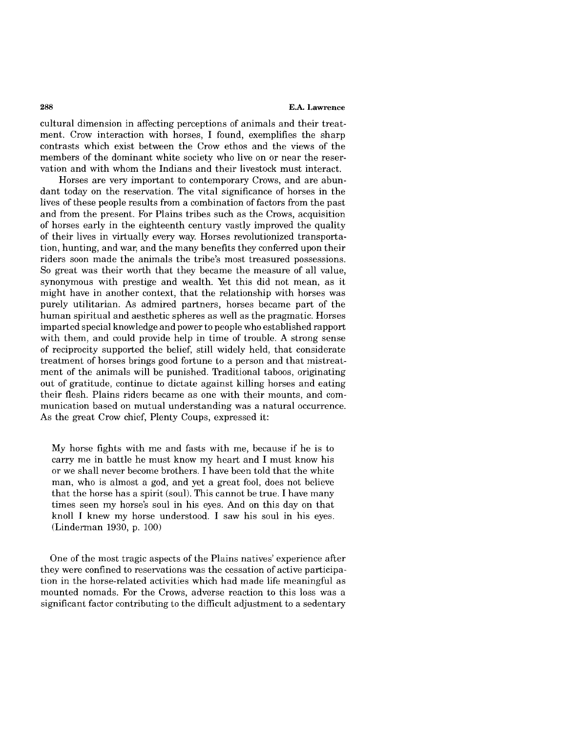cultural dimension in affecting perceptions of animals and their treatment. Crow interaction with horses, I found, exemplifies the sharp contrasts which exist between the Crow ethos and the views of the members of the dominant white society who live on or near the reservation and with whom the Indians and their livestock must interact.

Horses are very important to contemporary Crows, and are abundant today on the reservation. The vital significance of horses in the lives of these people results from a combination of factors from the past and from the present. For Plains tribes such as the Crows, acquisition of horses early in the eighteenth century vastly improved the quality of their lives in virtually every way. Horses revolutionized transportation, hunting, and war, and the many benefits they conferred upon their riders soon made the animals the tribe's most treasured possessions. So great was their worth that they became the measure of all value, synonymous with prestige and wealth. Yet this did not mean, as it might have in another context, that the relationship with horses was purely utilitarian. As admired partners, horses became part of the human spiritual and aesthetic spheres as well as the pragmatic. Horses imparted special knowledge and power to people who established rapport with them, and could provide help in time of trouble. A strong sense of reciprocity supported the belief, still widely held, that considerate treatment of horses brings good fortune to a person and that mistreatment of the animals will be punished. Traditional taboos, originating out of gratitude, continue to dictate against killing horses and eating their flesh. Plains riders became as one with their mounts, and communication based on mutual understanding was a natural occurrence. As the great Crow chief, Plenty Coups, expressed it:

> My horse fights with me and fasts with me, because if he is to carry me in battle he must know my heart and I must know his or we shall never become brothers. I have been told that the white man, who is almost a god, and yet a great fool, does not believe that the horse has a spirit (soul). This cannot be true. I have many times seen my horse's soul in his eyes. And on this day on that knoll I knew my horse understood. I saw his soul in his eyes. (Linderman 1930, p. 100)

One of the most tragic aspects of the Plains natives' experience after they were confined to reservations was the cessation of active participation in the horse-related activities which had made life meaningful as mounted nomads. For the Crows, adverse reaction to this loss was a significant factor contributing to the difficult adjustment to a sedentary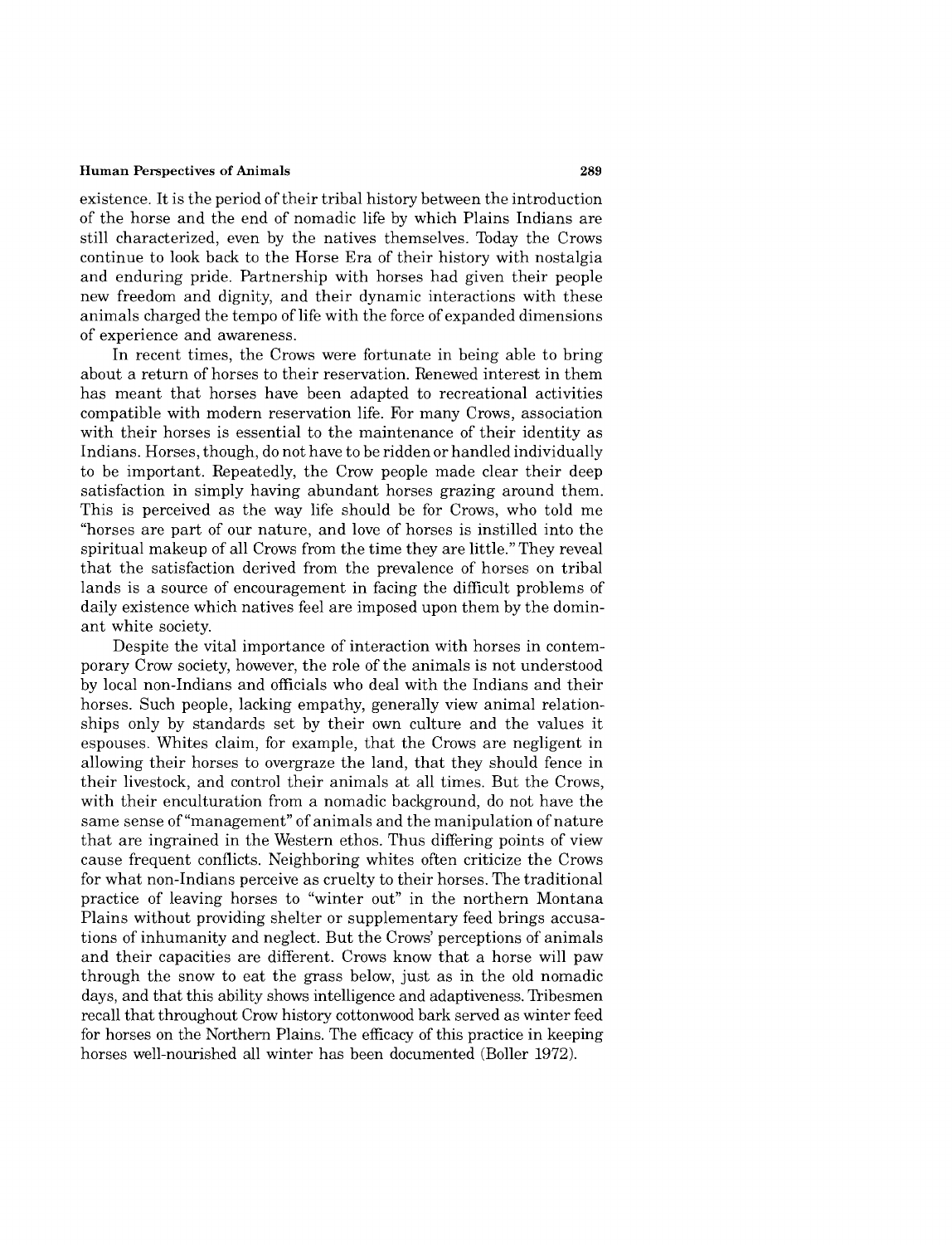existence. It is the period of their tribal history between the introduction of the horse and the end of nomadic life by which Plains Indians are still characterized, even by the natives themselves. Today the Crows continue to look back to the Horse Era of their history with nostalgia and enduring pride. Partnership with horses had given their people new freedom and dignity, and their dynamic interactions with these animals charged the tempo of life with the force of expanded dimensions of experience and awareness.

In recent times, the Crows were fortunate in being able to bring about a return of horses to their reservation. Renewed interest in them has meant that horses have been adapted to recreational activities compatible with modern reservation life. For many Crows, association with their horses is essential to the maintenance of their identity as Indians. Horses, though, do not have to be ridden or handled individually to be important. Repeatedly, the Crow people made clear their deep satisfaction in simply having abundant horses grazing around them. This is perceived as the way life should be for Crows, who told me "horses are part of our nature, and love of horses is instilled into the spiritual makeup of all Crows from the time they are little." They reveal that the satisfaction derived from the prevalence of horses on tribal lands is a source of encouragement in facing the difficult problems of daily existence which natives feel are imposed upon them by the dominant white society.

Despite the vital importance of interaction with horses in contemporary Crow society, however, the role of the animals is not understood by local non-Indians and officials who deal with the Indians and their horses. Such people, lacking empathy, generally view animal relationships only by standards set by their own culture and the values it espouses. Whites claim, for example, that the Crows are negligent in allowing their horses to overgraze the land, that they should fence in their livestock, and control their animals at all times. But the Crows, with their enculturation from a nomadic background, do not have the same sense of "management" of animals and the manipulation of nature that are ingrained in the Western ethos. Thus differing points of view cause frequent conflicts. Neighboring whites often criticize the Crows for what non-Indians perceive as cruelty to their horses. The traditional practice of leaving horses to "winter out" in the northern Montana Plains without providing shelter or supplementary feed brings accusations of inhumanity and neglect. But the Crows' perceptions of animals and their capacities are different. Crows know that a horse will paw through the snow to eat the grass below, just as in the old nomadic days, and that this ability shows intelligence and adaptiveness. Tribesmen recall that throughout Crow history cottonwood bark served as winter feed for horses on the Northern Plains. The efficacy of this practice in keeping horses well-nourished all winter has been documented (Boller 1972).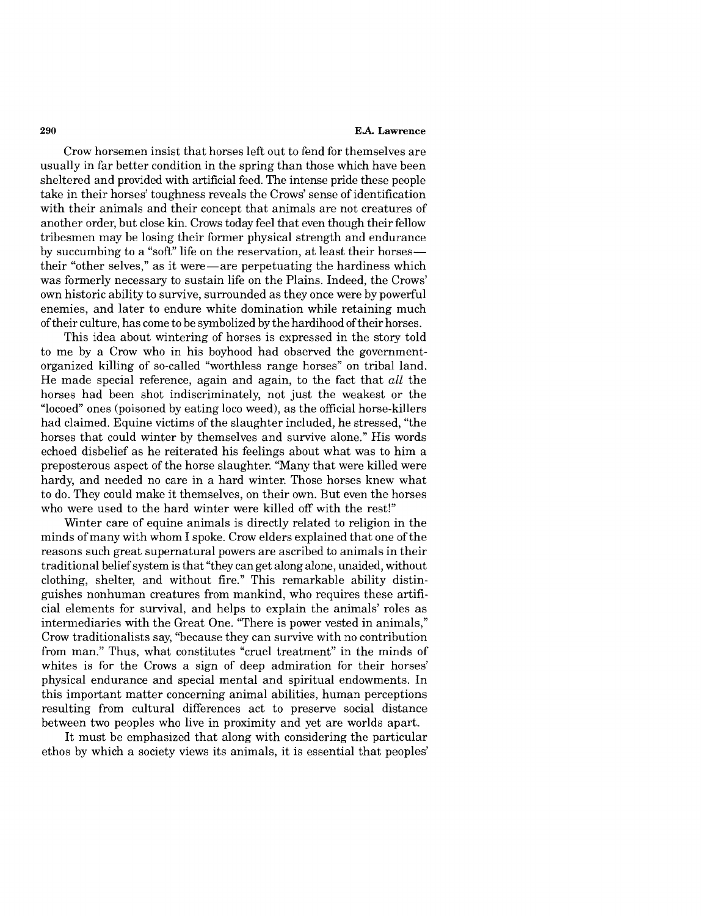Crow horsemen insist that horses left out to fend for themselves are usually in far better condition in the spring than those which have been sheltered and provided with artificial feed. The intense pride these people take in their horses' toughness reveals the Crows' sense of identification with their animals and their concept that animals are not creatures of another order, but close kin. Crows today feel that even though their fellow tribesmen may be losing their former physical strength and endurance by succumbing to a "soft" life on the reservation, at least their horses—their "other selves," as it were—are perpetuating the hardiness which was formerly necessary to sustain life on the Plains. Indeed, the Crows' own historic ability to survive, surrounded as they once were by powerful enemies, and later to endure white domination while retaining much of their culture, has come to be symbolized by the hardihood of their horses.

This idea about wintering of horses is expressed in the story told to me by a Crow who in his boyhood had observed the government-organized killing of so-called "worthless range horses" on tribal land. He made special reference, again and again, to the fact that *all* the horses had been shot indiscriminately, not just the weakest or the "locoed" ones (poisoned by eating loco weed), as the official horse-killers had claimed. Equine victims of the slaughter included, he stressed, "the horses that could winter by themselves and survive alone." His words echoed disbelief as he reiterated his feelings about what was to him a preposterous aspect of the horse slaughter. "Many that were killed were hardy, and needed no care in a hard winter. Those horses knew what to do. They could make it themselves, on their own. But even the horses who were used to the hard winter were killed off with the rest!"

Winter care of equine animals is directly related to religion in the minds of many with whom I spoke. Crow elders explained that one of the reasons such great supernatural powers are ascribed to animals in their traditional belief system is that "they can get along alone, unaided, without clothing, shelter, and without fire." This remarkable ability distinguishes nonhuman creatures from mankind, who requires these artificial elements for survival, and helps to explain the animals' roles as intermediaries with the Great One. "There is power vested in animals," Crow traditionalists say, "because they can survive with no contribution from man." Thus, what constitutes "cruel treatment" in the minds of whites is for the Crows a sign of deep admiration for their horses' physical endurance and special mental and spiritual endowments. In this important matter concerning animal abilities, human perceptions resulting from cultural differences act to preserve social distance between two peoples who live in proximity and yet are worlds apart.

It must be emphasized that along with considering the particular ethos by which a society views its animals, it is essential that peoples'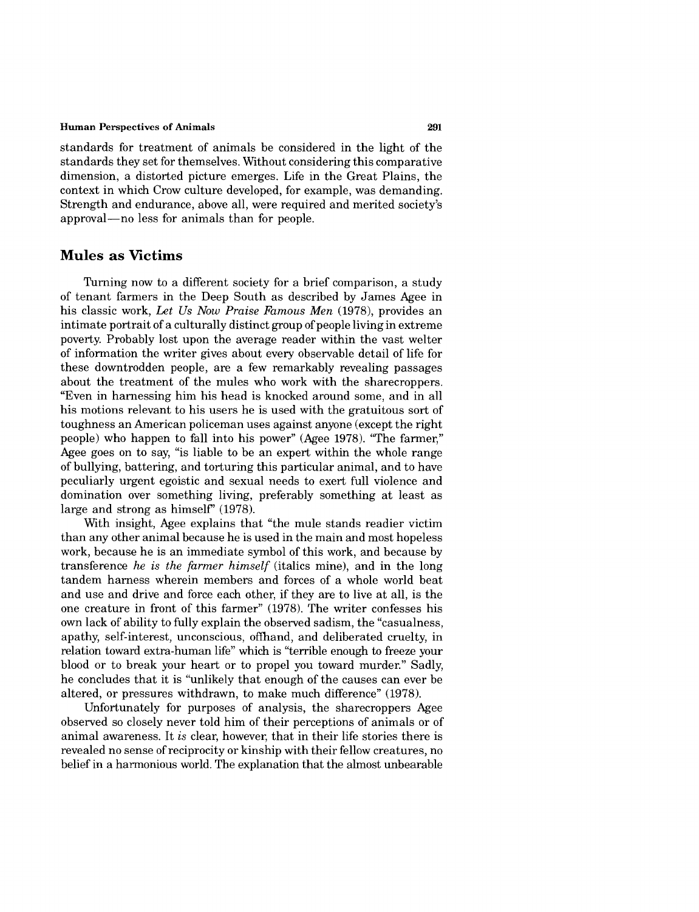standards for treatment of animals be considered in the light of the standards they set for themselves. Without considering this comparative dimension, a distorted picture emerges. Life in the Great Plains, the context in which Crow culture developed, for example, was demanding. Strength and endurance, above all, were required and merited society's approval—no less for animals than for people.

## Mules as Victims

Turning now to a different society for a brief comparison, a study of tenant farmers in the Deep South as described by James Agee in his classic work, *Let Us Now Praise Famous Men* (1978), provides an intimate portrait of a culturally distinct group of people living in extreme poverty. Probably lost upon the average reader within the vast welter of information the writer gives about every observable detail of life for these downtrodden people, are a few remarkably revealing passages about the treatment of the mules who work with the sharecroppers. "Even in harnessing him his head is knocked around some, and in all his motions relevant to his users he is used with the gratuitous sort of toughness an American policeman uses against anyone (except the right people) who happen to fall into his power" (Agee 1978). "The farmer," Agee goes on to say, "is liable to be an expert within the whole range of bullying, battering, and torturing this particular animal, and to have peculiarly urgent egoistic and sexual needs to exert full violence and domination over something living, preferably something at least as large and strong as himself" (1978).

With insight, Agee explains that "the mule stands readier victim than any other animal because he is used in the main and most hopeless work, because he is an immediate symbol of this work, and because by transference *he is the farmer himself* (italics mine), and in the long tandem harness wherein members and forces of a whole world beat and use and drive and force each other, if they are to live at all, is the one creature in front of this farmer" (1978). The writer confesses his own lack of ability to fully explain the observed sadism, the "casualness, apathy, self-interest, unconscious, offhand, and deliberated cruelty, in relation toward extra-human life" which is "terrible enough to freeze your blood or to break your heart or to propel you toward murder." Sadly, he concludes that it is "unlikely that enough of the causes can ever be altered, or pressures withdrawn, to make much difference" (1978).

Unfortunately for purposes of analysis, the sharecroppers Agee observed so closely never told him of their perceptions of animals or of animal awareness. It *is* clear, however, that in their life stories there is revealed no sense of reciprocity or kinship with their fellow creatures, no belief in a harmonious world. The explanation that the almost unbearable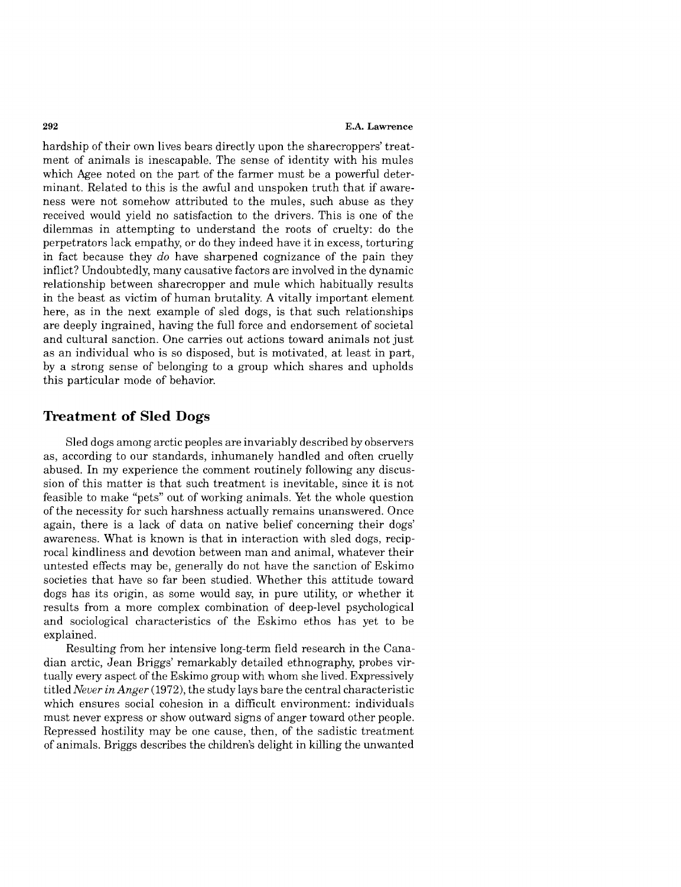hardship of their own lives bears directly upon the sharecroppers' treatment of animals is inescapable. The sense of identity with his mules which Agee noted on the part of the farmer must be a powerful determinant. Related to this is the awful and unspoken truth that if awareness were not somehow attributed to the mules, such abuse as they received would yield no satisfaction to the drivers. This is one of the dilemmas in attempting to understand the roots of cruelty: do the perpetrators lack empathy, or do they indeed have it in excess, torturing in fact because they *do* have sharpened cognizance of the pain they inflict? Undoubtedly, many causative factors are involved in the dynamic relationship between sharecropper and mule which habitually results in the beast as victim of human brutality. A vitally important element here, as in the next example of sled dogs, is that such relationships are deeply ingrained, having the full force and endorsement of societal and cultural sanction. One carries out actions toward animals not just as an individual who is so disposed, but is motivated, at least in part, by a strong sense of belonging to a group which shares and upholds this particular mode of behavior.

## Treatment of Sled Dogs

Sled dogs among arctic peoples are invariably described by observers as, according to our standards, inhumanely handled and often cruelly abused. In my experience the comment routinely following any discussion of this matter is that such treatment is inevitable, since it is not feasible to make "pets" out of working animals. Yet the whole question of the necessity for such harshness actually remains unanswered. Once again, there is a lack of data on native belief concerning their dogs' awareness. What is known is that in interaction with sled dogs, reciprocal kindliness and devotion between man and animal, whatever their untested effects may be, generally do not have the sanction of Eskimo societies that have so far been studied. Whether this attitude toward dogs has its origin, as some would say, in pure utility, or whether it results from a more complex combination of deep-level psychological and sociological characteristics of the Eskimo ethos has yet to be explained.

Resulting from her intensive long-term field research in the Canadian arctic, Jean Briggs' remarkably detailed ethnography, probes virtually every aspect of the Eskimo group with whom she lived. Expressively titled *Never in Anger* (1972), the study lays bare the central characteristic which ensures social cohesion in a difficult environment: individuals must never express or show outward signs of anger toward other people. Repressed hostility may be one cause, then, of the sadistic treatment of animals. Briggs describes the children's delight in killing the unwanted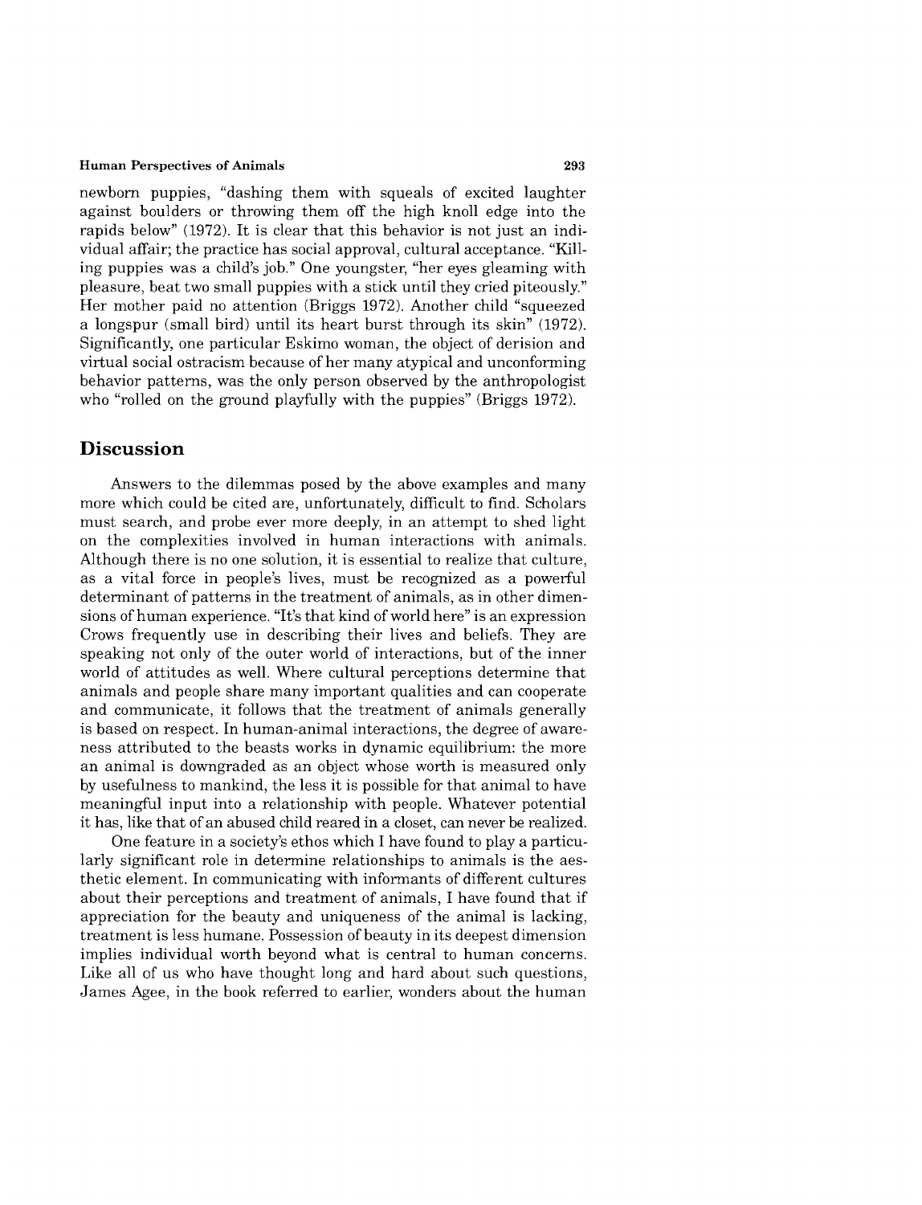newborn puppies, "dashing them with squeals of excited laughter against boulders or throwing them off the high knoll edge into the rapids below" (1972). It is clear that this behavior is not just an individual affair; the practice has social approval, cultural acceptance. "Killing puppies was a child's job." One youngster, "her eyes gleaming with pleasure, beat two small puppies with a stick until they cried piteously." Her mother paid no attention (Briggs 1972). Another child "squeezed a longspur (small bird) until its heart burst through its skin" (1972). Significantly, one particular Eskimo woman, the object of derision and virtual social ostracism because of her many atypical and unconforming behavior patterns, was the only person observed by the anthropologist who "rolled on the ground playfully with the puppies" (Briggs 1972).

## Discussion

Answers to the dilemmas posed by the above examples and many more which could be cited are, unfortunately, difficult to find. Scholars must search, and probe ever more deeply, in an attempt to shed light on the complexities involved in human interactions with animals. Although there is no one solution, it is essential to realize that culture, as a vital force in people's lives, must be recognized as a powerful determinant of patterns in the treatment of animals, as in other dimensions of human experience. "It's that kind of world here" is an expression Crows frequently use in describing their lives and beliefs. They are speaking not only of the outer world of interactions, but of the inner world of attitudes as well. Where cultural perceptions determine that animals and people share many important qualities and can cooperate and communicate, it follows that the treatment of animals generally is based on respect. In human-animal interactions, the degree of awareness attributed to the beasts works in dynamic equilibrium: the more an animal is downgraded as an object whose worth is measured only by usefulness to mankind, the less it is possible for that animal to have meaningful input into a relationship with people. Whatever potential it has, like that of an abused child reared in a closet, can never be realized.

One feature in a society's ethos which I have found to play a particularly significant role in determine relationships to animals is the aesthetic element. In communicating with informants of different cultures about their perceptions and treatment of animals, I have found that if appreciation for the beauty and uniqueness of the animal is lacking, treatment is less humane. Possession of beauty in its deepest dimension implies individual worth beyond what is central to human concerns. Like all of us who have thought long and hard about such questions, James Agee, in the book referred to earlier, wonders about the human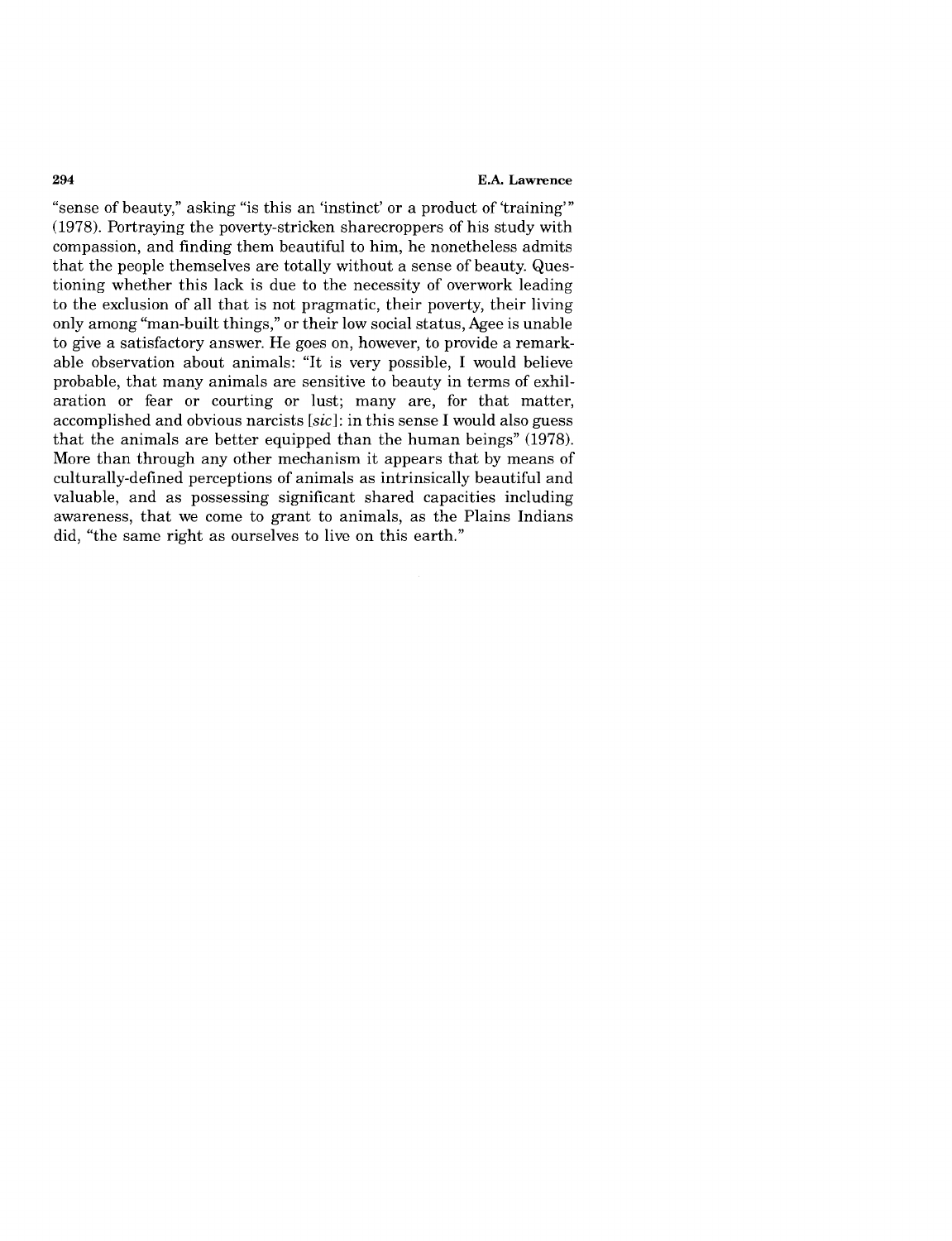"sense of beauty," asking "is this an 'instinct' or a product of 'training'" (1978). Portraying the poverty-stricken sharecroppers of his study with compassion, and finding them beautiful to him, he nonetheless admits that the people themselves are totally without a sense of beauty. Questioning whether this lack is due to the necessity of overwork leading to the exclusion of all that is not pragmatic, their poverty, their living only among "man-built things," or their low social status, Agee is unable to give a satisfactory answer. He goes on, however, to provide a remarkable observation about animals: "It is very possible, I would believe probable, that many animals are sensitive to beauty in terms of exhilaration or fear or courting or lust; many are, for that matter, accomplished and obvious narcists [*sic*]: in this sense I would also guess that the animals are better equipped than the human beings" (1978). More than through any other mechanism it appears that by means of culturally-defined perceptions of animals as intrinsically beautiful and valuable, and as possessing significant shared capacities including awareness, that we come to grant to animals, as the Plains Indians did, "the same right as ourselves to live on this earth."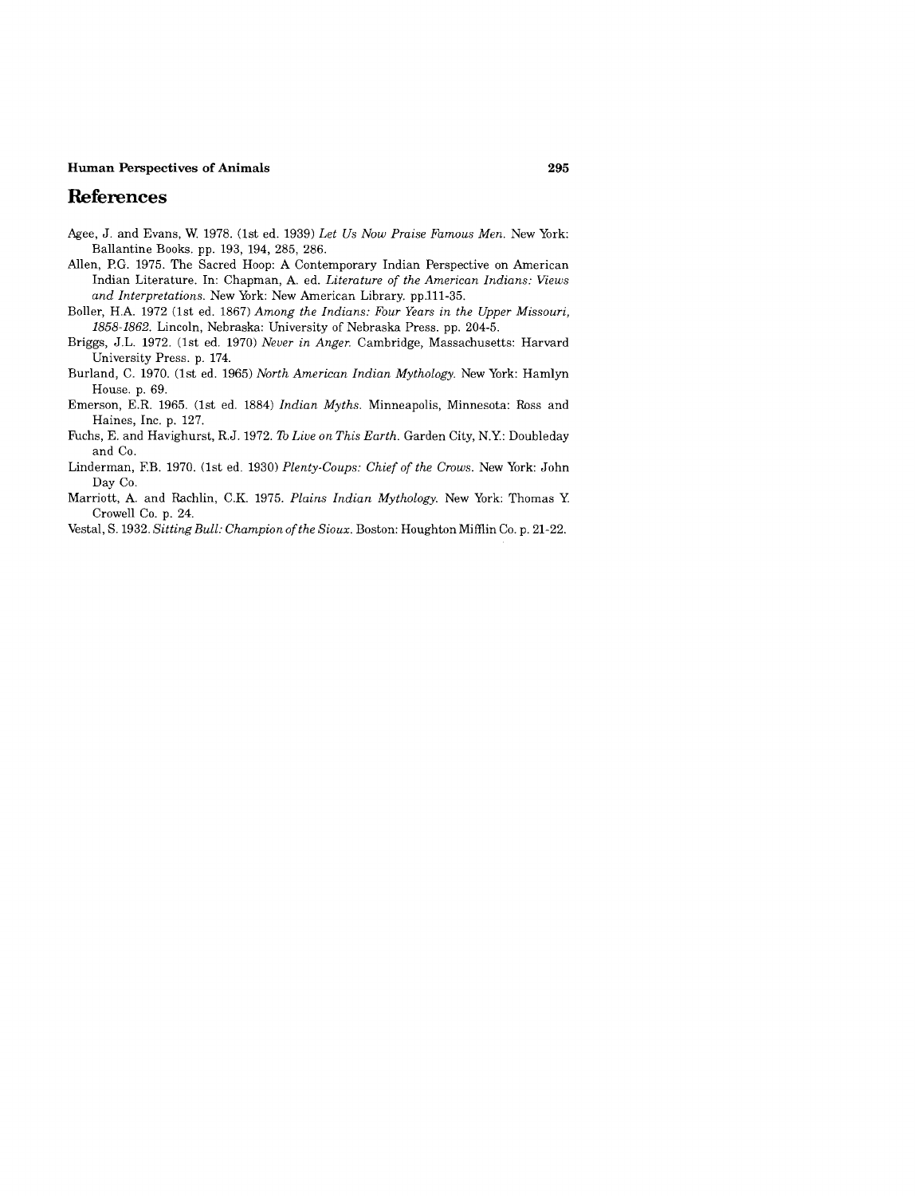## References

Agee, J. and Evans, W. 1978. (1st ed. 1939) *Let Us Now Praise Famous Men*. New York: Ballantine Books. pp. 193, 194, 285, 286.

Allen, P.G. 1975. The Sacred Hoop: A Contemporary Indian Perspective on American Indian Literature. In: Chapman, A. ed. *Literature of the American Indians: Views and Interpretations*. New York: New American Library. pp.111-35.

Boller, H.A. 1972 (1st ed. 1867) *Among the Indians: Four Years in the Upper Missouri, 1858-1862*. Lincoln, Nebraska: University of Nebraska Press. pp. 204-5.

Briggs, J.L. 1972. (1st ed. 1970) *Never in Anger*. Cambridge, Massachusetts: Harvard University Press. p. 174.

Burland, C. 1970. (1st ed. 1965) *North American Indian Mythology*. New York: Hamlyn House. p. 69.

Emerson, E.R. 1965. (1st ed. 1884) *Indian Myths*. Minneapolis, Minnesota: Ross and Haines, Inc. p. 127.

Fuchs, E. and Havighurst, R.J. 1972. *To Live on This Earth*. Garden City, N.Y.: Doubleday and Co.

Linderman, F.B. 1970. (1st ed. 1930) *Plenty-Coups: Chief of the Crows*. New York: John Day Co.

Marriott, A. and Rachlin, C.K. 1975. *Plains Indian Mythology*. New York: Thomas Y. Crowell Co. p. 24.

Vestal, S. 1932. *Sitting Bull: Champion of the Sioux*. Boston: Houghton Mifflin Co. p. 21-22.